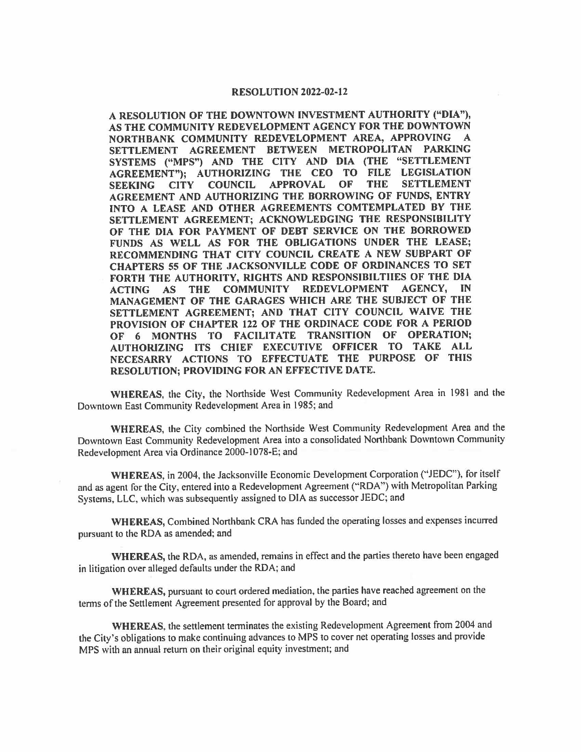# RESOLUTION 2022-02-12

**A RESOLUTION OF THE DOWNTOWN INVESTMENT AUTHORITY ("DIA"), AS THE COMMUNITY REDEVELOPMENT AGENCY FOR THE DOWNTOWN NORTHBANK COMMUNITY REDEVELOPMENT AREA, APPROVING A SETTLEMENT AGREEMENT BETWEEN METROPOLITAN PARKING SYSTEMS ("MPS") AND THE CITY AND DIA (THE "SETTLEMENT AGREEMENT"); AUTHORIZING THE CEO TO FILE LEGISLATION SEEKING CITY COUNCIL APPROVAL OF THE SETTLEMENT AGREEMENT AND AUTHORIZING THE BORROWING OF FUNDS, ENTRY INTO A LEASE AND OTHER AGREEMENTS COMTEMPLATED BY THE SETTLEMENT AGREEMENT; ACKNOWLEDGING THE RESPONSIBILITY OF THE DIA FOR PAYMENT OF DEBT SERVICE ON THE BORROWED FUNDS AS WELL AS FOR THE OBLIGATIONS UNDER THE LEASE; RECOMMENDING THAT CITY COUNCIL CREATE A NEW SUBPART OF CHAPTERS 55 OF THE JACKSONVILLE CODE OF ORDINANCES TO SET FORTH THE AUTHORITY, RIGHTS AND RESPONSIBILTIES OF THE DIA ACTING AS THE COMMUNITY REDEVLOPMENT AGENCY, IN MANAGEMENT OF THE GARAGES WHICH ARE THE SUBJECT OF THE SETTLEMENT AGREEMENT; AND THAT CITY COUNCIL WAIVE THE PROVISION OF CHAPTER 122 OF THE ORDINACE CODE FOR A PERIOD OF 6 MONTHS TO FACILITATE TRANSITION OF OPERATION; AUTHORIZING ITS CHIEF EXECUTIVE OFFICER TO TAKE ALL NECESARRY ACTIONS TO EFFECTUATE THE PURPOSE OF THIS RESOLUTION; PROVIDING FOR AN EFFECTIVE DATE.**

**WHEREAS**, the City, the Northside West Community Redevelopment Area in 1981 and the Downtown East Community Redevelopment Area in 1985; and

**WHEREAS**, the City combined the Northside West Community Redevelopment Area and the Downtown East Community Redevelopment Area into a consolidated Northbank Downtown Community Redevelopment Area via Ordinance 2000-1078-E; and

**WHEREAS**, in 2004, the Jacksonville Economic Development Corporation ("JEDC"), for itself and as agent for the City, entered into a Redevelopment Agreement ("RDA") with Metropolitan Parking Systems, LLC, which was subsequently assigned to DIA as successor JEDC; and

**WHEREAS,** Combined Northbank CRA has funded the operating losses and expenses incurred pursuant to the RDA as amended; and

**WHEREAS,** the RDA, as amended, remains in effect and the parties thereto have been engaged in litigation over alleged defaults under the RDA; and

**WHEREAS,** pursuant to court ordered mediation, the parties have reached agreement on the terms of the Settlement Agreement presented for approval by the Board; and

**WHEREAS**, the settlement terminates the existing Redevelopment Agreement from 2004 and the City's obligations to make continuing advances to MPS to cover net operating losses and provide MPS with an annual return on their original equity investment; and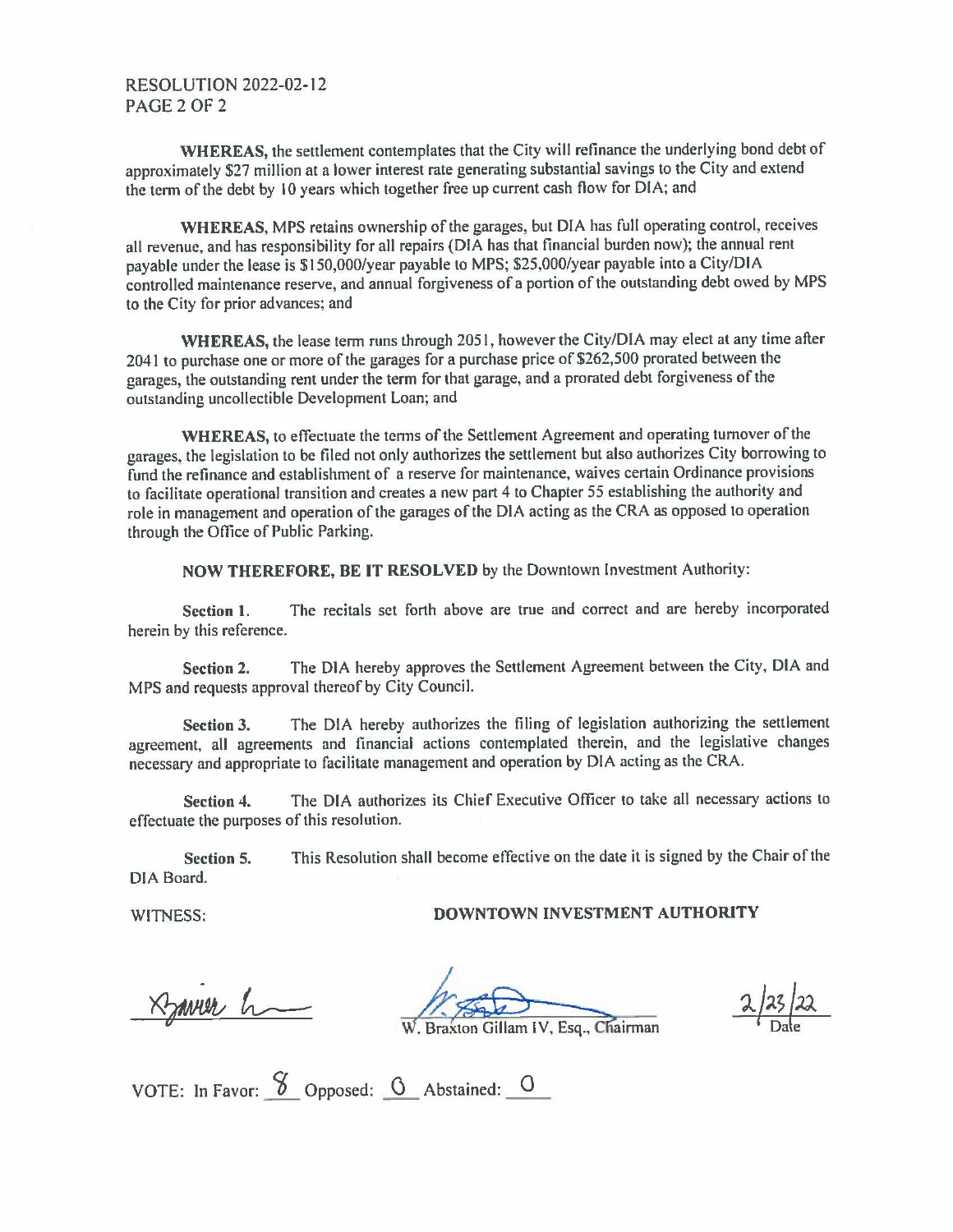RESOLUTION 2022-02-12

**WHEREAS,** the settlement contemplates that the City will refinance the underlying bond debt of approximately $27 million at a lower interest rate generating substantial savings to the City and extend the term of the debt by 10 years which together free up current cash flow for DIA; and

**WHEREAS,** MPS retains ownership of the garages, but DIA has full operating control, receives all revenue, and has responsibility for all repairs (DIA has that financial burden now); the annual rent payable under the lease is $150,000/year payable to MPS; $25,000/year payable into a City/DIA controlled maintenance reserve, and annual forgiveness of a portion of the outstanding debt owed by MPS to the City for prior advances; and

**WHEREAS,** the lease term runs through 2051, however the City/DIA may elect at any time after 2041 to purchase one or more of the garages for a purchase price of $262,500 prorated between the garages, the outstanding rent under the term for that garage, and a prorated debt forgiveness of the outstanding uncollectible Development Loan; and

**WHEREAS,** to effectuate the terms of the Settlement Agreement and operating turnover of the garages, the legislation to be filed not only authorizes the settlement but also authorizes City borrowing to fund the refinance and establishment of a reserve for maintenance, waives certain Ordinance provisions to facilitate operational transition and creates a new part 4 to Chapter 55 establishing the authority and role in management and operation of the garages of the DIA acting as the CRA as opposed to operation through the Office of Public Parking.

**NOW THEREFORE, BE IT RESOLVED** by the Downtown Investment Authority:

**Section 1.** The recitals set forth above are true and correct and are hereby incorporated herein by this reference.

**Section 2.** The DIA hereby approves the Settlement Agreement between the City, DIA and MPS and requests approval thereof by City Council.

**Section 3.** The DIA hereby authorizes the filing of legislation authorizing the settlement agreement, all agreements and financial actions contemplated therein, and the legislative changes necessary and appropriate to facilitate management and operation by DIA acting as the CRA.

**Section 4.** The DIA authorizes its Chief Executive Officer to take all necessary actions to effectuate the purposes of this resolution.

**Section 5.** This Resolution shall become effective on the date it is signed by the Chair of the DIA Board.

WITNESS:

**DOWNTOWN INVESTMENT AUTHORITY**

W. Braxton Gillam IV, Esq., Chairman

2/23/22
Date

VOTE: In Favor: 8 Opposed: 0 Abstained: 0